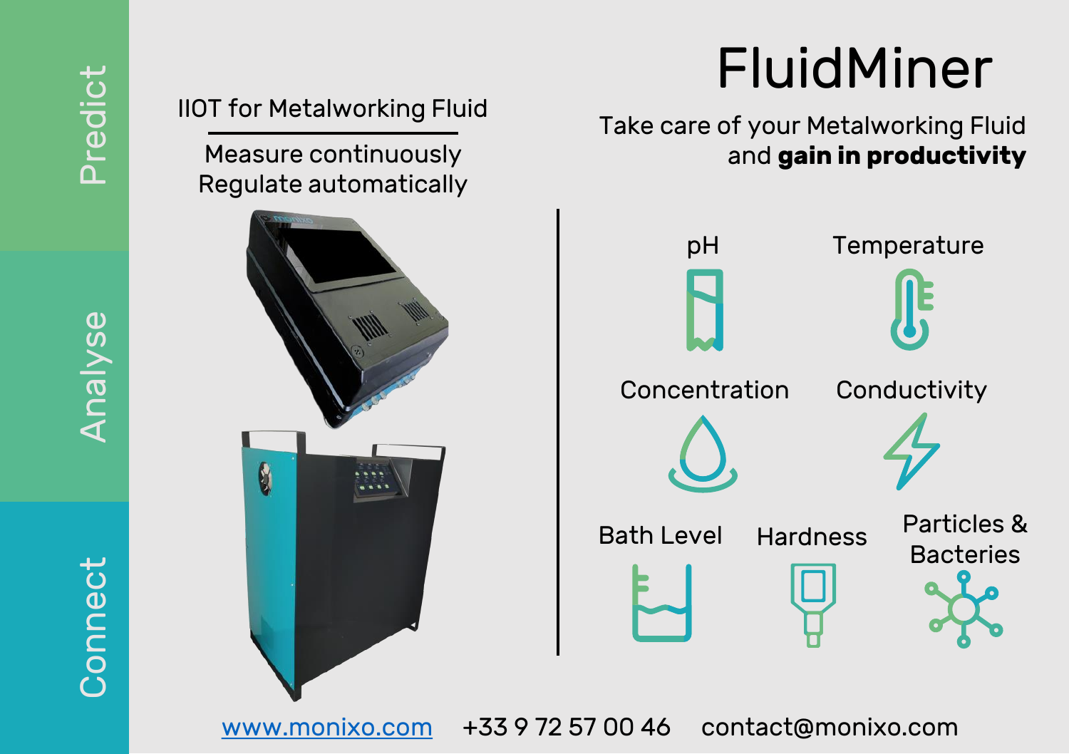Predict

Analyse

Connect

# FluidMiner

Take care of your Metalworking Fluid
and **gain in productivity**

IIOT for Metalworking Fluid

Measure continuously
Regulate automatically

pH

Temperature

Concentration

Conductivity

Bath Level

Hardness

Particles & Bacteries

www.monixo.com +33 9 72 57 00 46 contact@monixo.com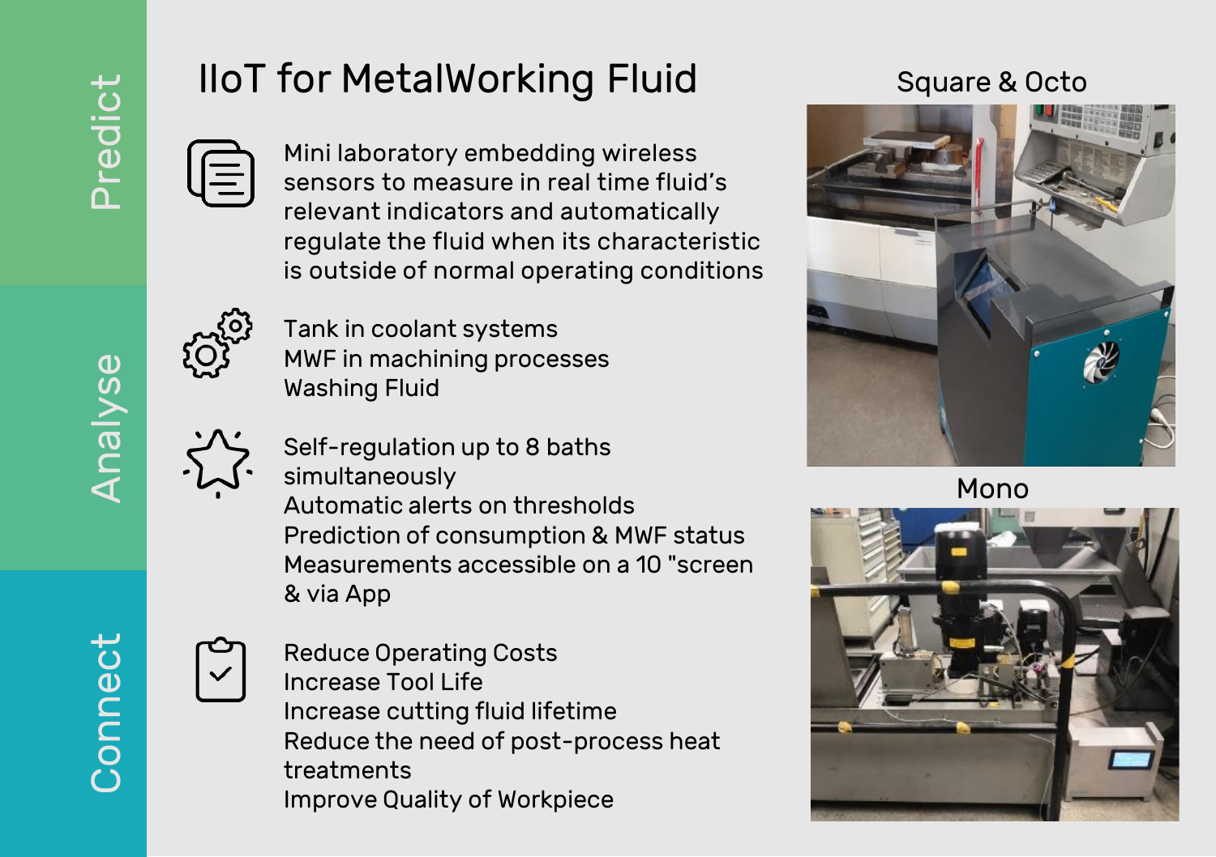Predict

Analyse

Connect

# IIoT for MetalWorking Fluid

Mini laboratory embedding wireless sensors to measure in real time fluid's relevant indicators and automatically regulate the fluid when its characteristic is outside of normal operating conditions

Tank in coolant systems
MWF in machining processes
Washing Fluid

Self-regulation up to 8 baths simultaneously
Automatic alerts on thresholds
Prediction of consumption & MWF status
Measurements accessible on a 10 "screen & via App

Reduce Operating Costs
Increase Tool Life
Increase cutting fluid lifetime
Reduce the need of post-process heat treatments
Improve Quality of Workpiece

Square & Octo

Mono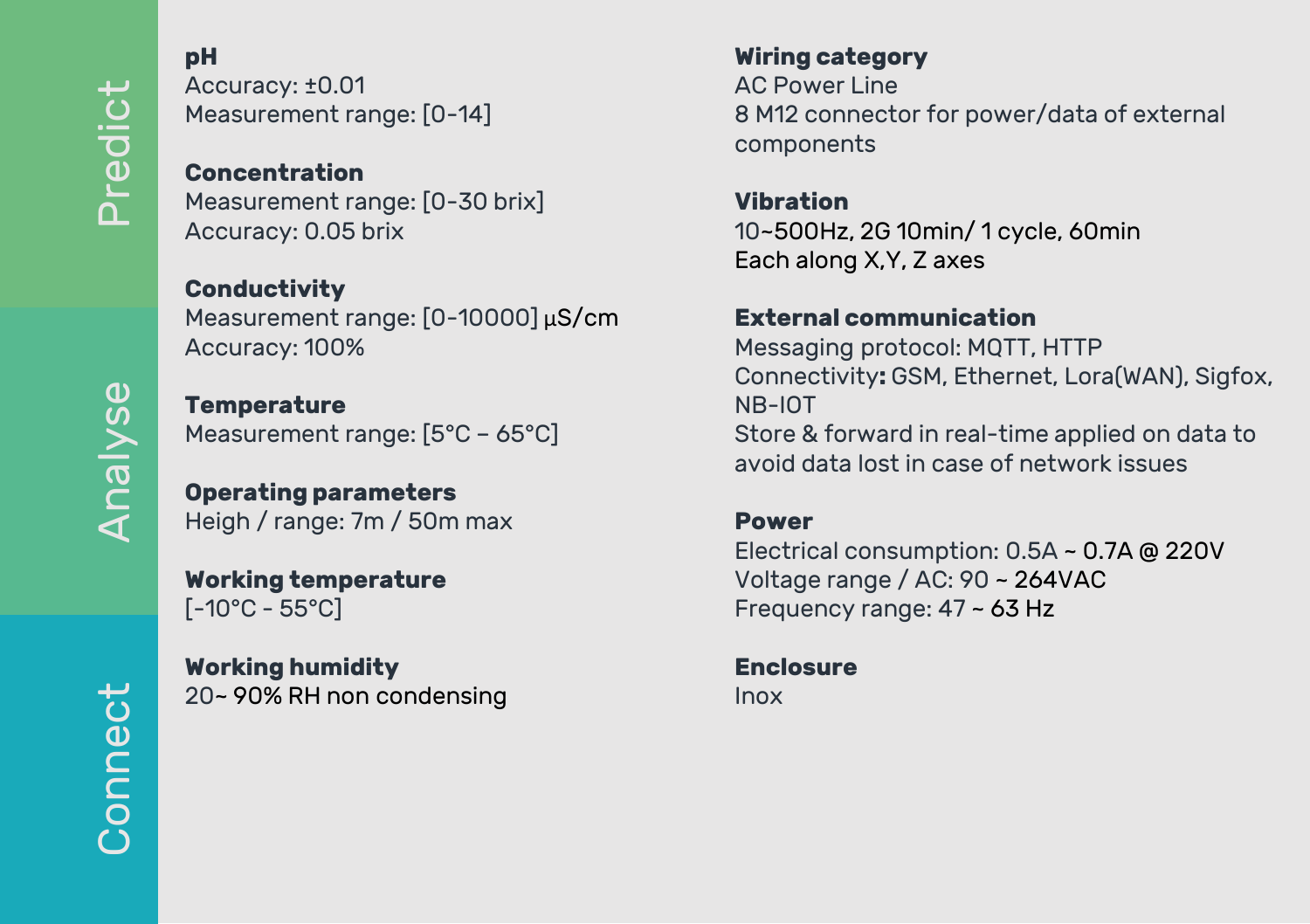Predict

Analyse

Connect

**pH**
Accuracy: ±0.01
Measurement range: [0-14]

**Concentration**
Measurement range: [0-30 brix]
Accuracy: 0.05 brix

**Conductivity**
Measurement range: [0-10000] µS/cm
Accuracy: 100%

**Temperature**
Measurement range: [5°C – 65°C]

**Operating parameters**
Heigh / range: 7m / 50m max

**Working temperature**
[-10°C - 55°C]

**Working humidity**
20~ 90% RH non condensing

**Wiring category**
AC Power Line
8 M12 connector for power/data of external components

**Vibration**
10~500Hz, 2G 10min/ 1 cycle, 60min
Each along X,Y, Z axes

**External communication**
Messaging protocol: MQTT, HTTP
Connectivity**:** GSM, Ethernet, Lora(WAN), Sigfox, NB-IOT
Store & forward in real-time applied on data to avoid data lost in case of network issues

**Power**
Electrical consumption: 0.5A ~ 0.7A @ 220V
Voltage range / AC: 90 ~ 264VAC
Frequency range: 47 ~ 63 Hz

**Enclosure**
Inox